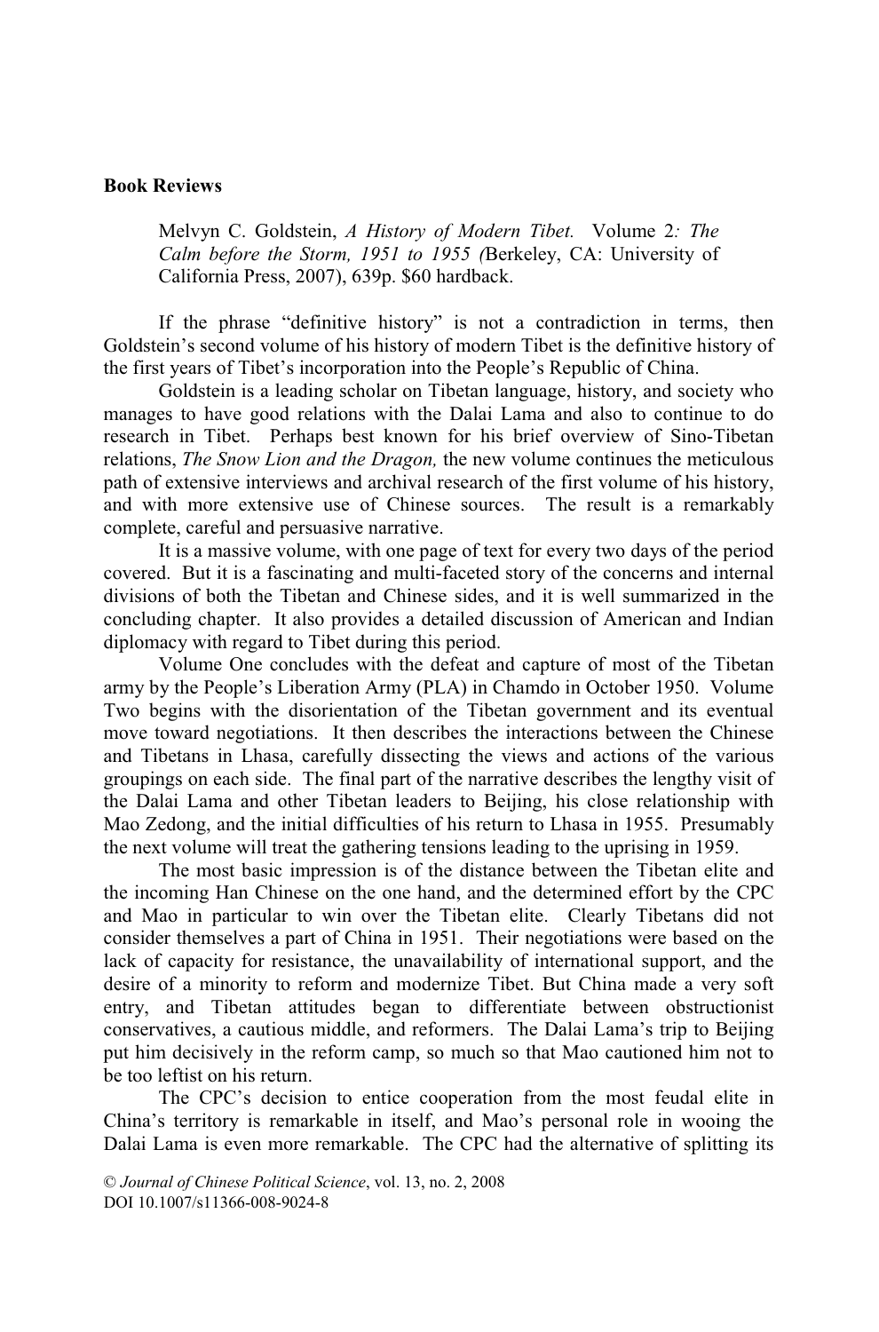**Book Reviews**

Melvyn C. Goldstein, *A History of Modern Tibet.* Volume 2*: The Calm before the Storm, 1951 to 1955 (*Berkeley, CA: University of California Press, 2007), 639p. $60 hardback.

If the phrase "definitive history" is not a contradiction in terms, then Goldstein's second volume of his history of modern Tibet is the definitive history of the first years of Tibet's incorporation into the People's Republic of China.

Goldstein is a leading scholar on Tibetan language, history, and society who manages to have good relations with the Dalai Lama and also to continue to do research in Tibet. Perhaps best known for his brief overview of Sino-Tibetan relations, *The Snow Lion and the Dragon,* the new volume continues the meticulous path of extensive interviews and archival research of the first volume of his history, and with more extensive use of Chinese sources. The result is a remarkably complete, careful and persuasive narrative.

It is a massive volume, with one page of text for every two days of the period covered. But it is a fascinating and multi-faceted story of the concerns and internal divisions of both the Tibetan and Chinese sides, and it is well summarized in the concluding chapter. It also provides a detailed discussion of American and Indian diplomacy with regard to Tibet during this period.

Volume One concludes with the defeat and capture of most of the Tibetan army by the People's Liberation Army (PLA) in Chamdo in October 1950. Volume Two begins with the disorientation of the Tibetan government and its eventual move toward negotiations. It then describes the interactions between the Chinese and Tibetans in Lhasa, carefully dissecting the views and actions of the various groupings on each side. The final part of the narrative describes the lengthy visit of the Dalai Lama and other Tibetan leaders to Beijing, his close relationship with Mao Zedong, and the initial difficulties of his return to Lhasa in 1955. Presumably the next volume will treat the gathering tensions leading to the uprising in 1959.

The most basic impression is of the distance between the Tibetan elite and the incoming Han Chinese on the one hand, and the determined effort by the CPC and Mao in particular to win over the Tibetan elite. Clearly Tibetans did not consider themselves a part of China in 1951. Their negotiations were based on the lack of capacity for resistance, the unavailability of international support, and the desire of a minority to reform and modernize Tibet. But China made a very soft entry, and Tibetan attitudes began to differentiate between obstructionist conservatives, a cautious middle, and reformers. The Dalai Lama's trip to Beijing put him decisively in the reform camp, so much so that Mao cautioned him not to be too leftist on his return.

The CPC's decision to entice cooperation from the most feudal elite in China's territory is remarkable in itself, and Mao's personal role in wooing the Dalai Lama is even more remarkable. The CPC had the alternative of splitting its

© *Journal of Chinese Political Science*, vol. 13, no. 2, 2008
DOI 10.1007/s11366-008-9024-8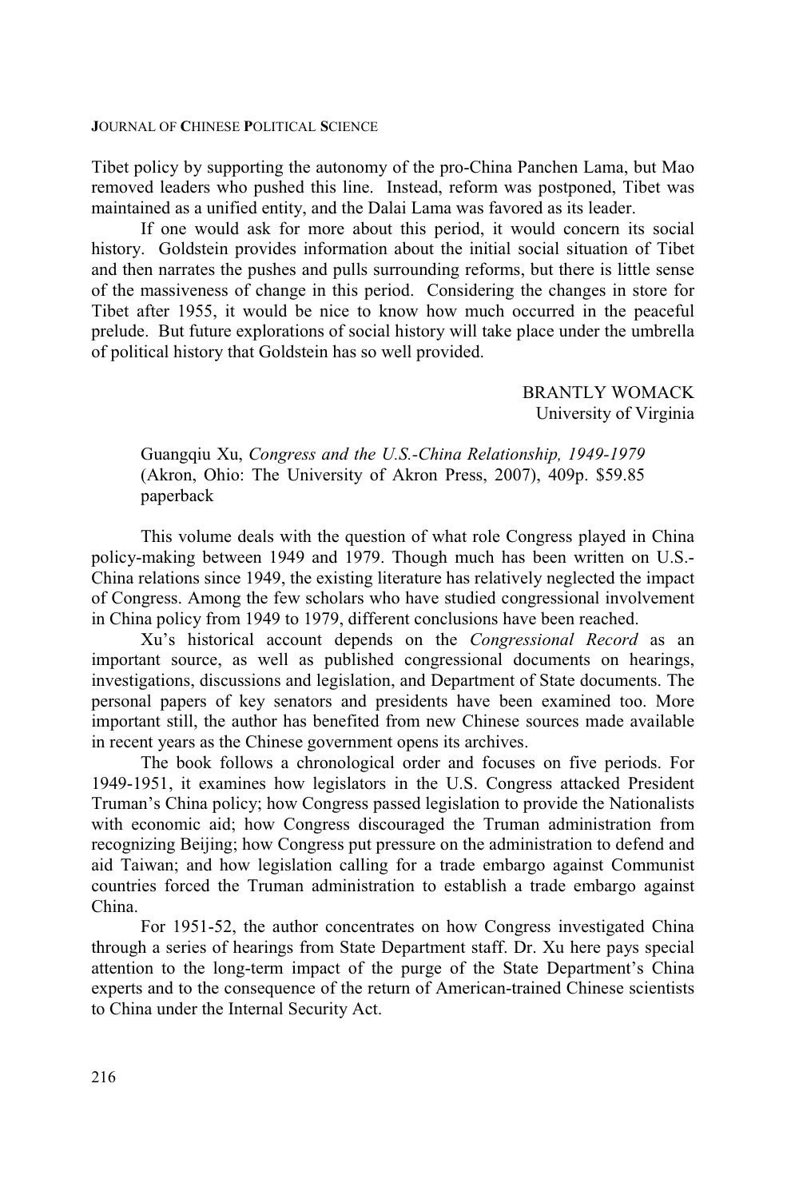Tibet policy by supporting the autonomy of the pro-China Panchen Lama, but Mao removed leaders who pushed this line. Instead, reform was postponed, Tibet was maintained as a unified entity, and the Dalai Lama was favored as its leader.

If one would ask for more about this period, it would concern its social history. Goldstein provides information about the initial social situation of Tibet and then narrates the pushes and pulls surrounding reforms, but there is little sense of the massiveness of change in this period. Considering the changes in store for Tibet after 1955, it would be nice to know how much occurred in the peaceful prelude. But future explorations of social history will take place under the umbrella of political history that Goldstein has so well provided.

BRANTLY WOMACK
University of Virginia

Guangqiu Xu, *Congress and the U.S.-China Relationship, 1949-1979* (Akron, Ohio: The University of Akron Press, 2007), 409p. $59.85 paperback

This volume deals with the question of what role Congress played in China policy-making between 1949 and 1979. Though much has been written on U.S.-China relations since 1949, the existing literature has relatively neglected the impact of Congress. Among the few scholars who have studied congressional involvement in China policy from 1949 to 1979, different conclusions have been reached.

Xu's historical account depends on the *Congressional Record* as an important source, as well as published congressional documents on hearings, investigations, discussions and legislation, and Department of State documents. The personal papers of key senators and presidents have been examined too. More important still, the author has benefited from new Chinese sources made available in recent years as the Chinese government opens its archives.

The book follows a chronological order and focuses on five periods. For 1949-1951, it examines how legislators in the U.S. Congress attacked President Truman's China policy; how Congress passed legislation to provide the Nationalists with economic aid; how Congress discouraged the Truman administration from recognizing Beijing; how Congress put pressure on the administration to defend and aid Taiwan; and how legislation calling for a trade embargo against Communist countries forced the Truman administration to establish a trade embargo against China.

For 1951-52, the author concentrates on how Congress investigated China through a series of hearings from State Department staff. Dr. Xu here pays special attention to the long-term impact of the purge of the State Department's China experts and to the consequence of the return of American-trained Chinese scientists to China under the Internal Security Act.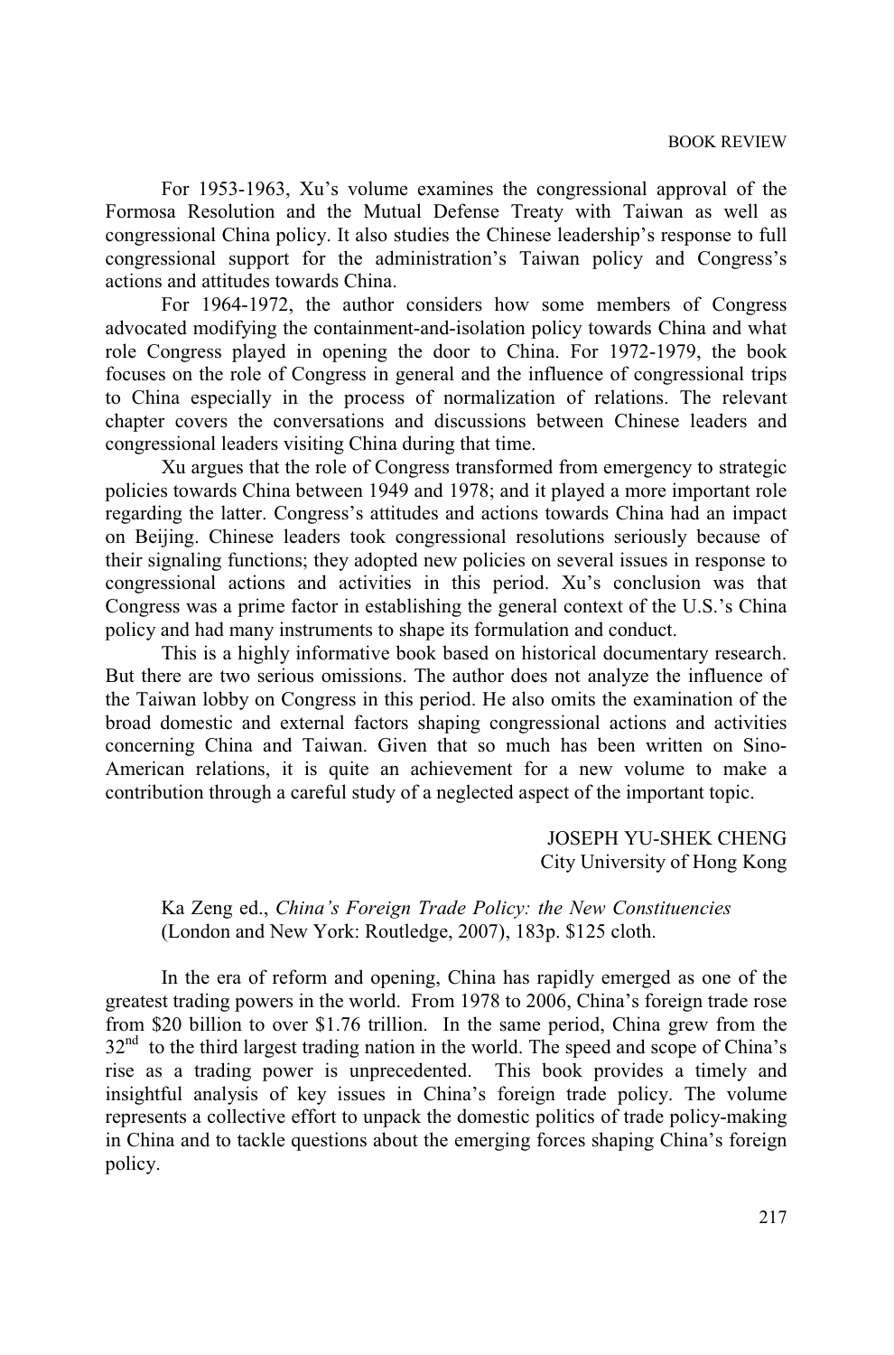For 1953-1963, Xu's volume examines the congressional approval of the Formosa Resolution and the Mutual Defense Treaty with Taiwan as well as congressional China policy. It also studies the Chinese leadership's response to full congressional support for the administration's Taiwan policy and Congress's actions and attitudes towards China.

For 1964-1972, the author considers how some members of Congress advocated modifying the containment-and-isolation policy towards China and what role Congress played in opening the door to China. For 1972-1979, the book focuses on the role of Congress in general and the influence of congressional trips to China especially in the process of normalization of relations. The relevant chapter covers the conversations and discussions between Chinese leaders and congressional leaders visiting China during that time.

Xu argues that the role of Congress transformed from emergency to strategic policies towards China between 1949 and 1978; and it played a more important role regarding the latter. Congress's attitudes and actions towards China had an impact on Beijing. Chinese leaders took congressional resolutions seriously because of their signaling functions; they adopted new policies on several issues in response to congressional actions and activities in this period. Xu's conclusion was that Congress was a prime factor in establishing the general context of the U.S.'s China policy and had many instruments to shape its formulation and conduct.

This is a highly informative book based on historical documentary research. But there are two serious omissions. The author does not analyze the influence of the Taiwan lobby on Congress in this period. He also omits the examination of the broad domestic and external factors shaping congressional actions and activities concerning China and Taiwan. Given that so much has been written on Sino-American relations, it is quite an achievement for a new volume to make a contribution through a careful study of a neglected aspect of the important topic.

JOSEPH YU-SHEK CHENG
City University of Hong Kong

Ka Zeng ed., *China's Foreign Trade Policy: the New Constituencies* (London and New York: Routledge, 2007), 183p. $125 cloth.

In the era of reform and opening, China has rapidly emerged as one of the greatest trading powers in the world. From 1978 to 2006, China's foreign trade rose from $20 billion to over $1.76 trillion. In the same period, China grew from the 32nd to the third largest trading nation in the world. The speed and scope of China's rise as a trading power is unprecedented. This book provides a timely and insightful analysis of key issues in China's foreign trade policy. The volume represents a collective effort to unpack the domestic politics of trade policy-making in China and to tackle questions about the emerging forces shaping China's foreign policy.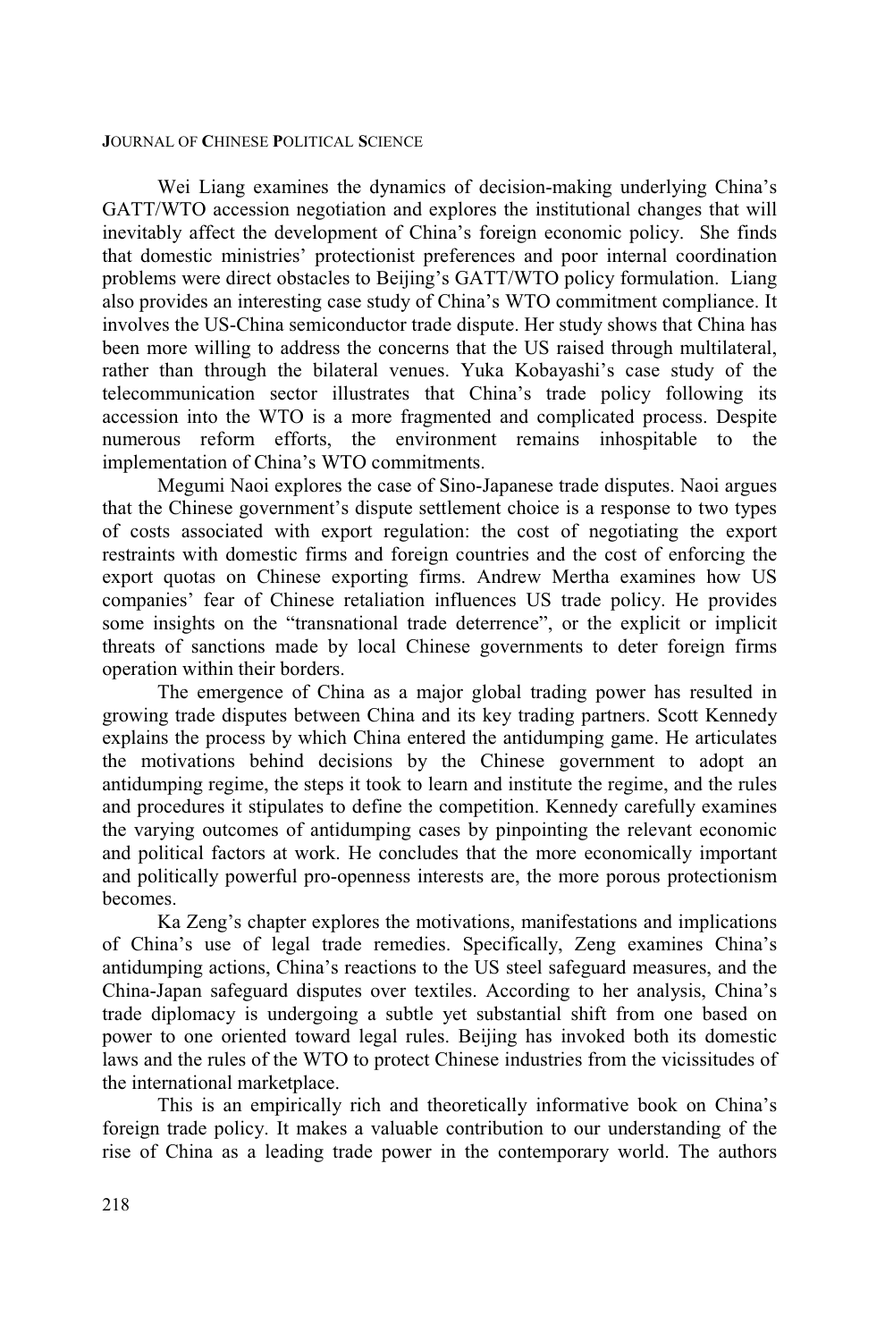Wei Liang examines the dynamics of decision-making underlying China's GATT/WTO accession negotiation and explores the institutional changes that will inevitably affect the development of China's foreign economic policy. She finds that domestic ministries' protectionist preferences and poor internal coordination problems were direct obstacles to Beijing's GATT/WTO policy formulation. Liang also provides an interesting case study of China's WTO commitment compliance. It involves the US-China semiconductor trade dispute. Her study shows that China has been more willing to address the concerns that the US raised through multilateral, rather than through the bilateral venues. Yuka Kobayashi's case study of the telecommunication sector illustrates that China's trade policy following its accession into the WTO is a more fragmented and complicated process. Despite numerous reform efforts, the environment remains inhospitable to the implementation of China's WTO commitments.

Megumi Naoi explores the case of Sino-Japanese trade disputes. Naoi argues that the Chinese government's dispute settlement choice is a response to two types of costs associated with export regulation: the cost of negotiating the export restraints with domestic firms and foreign countries and the cost of enforcing the export quotas on Chinese exporting firms. Andrew Mertha examines how US companies' fear of Chinese retaliation influences US trade policy. He provides some insights on the "transnational trade deterrence", or the explicit or implicit threats of sanctions made by local Chinese governments to deter foreign firms operation within their borders.

The emergence of China as a major global trading power has resulted in growing trade disputes between China and its key trading partners. Scott Kennedy explains the process by which China entered the antidumping game. He articulates the motivations behind decisions by the Chinese government to adopt an antidumping regime, the steps it took to learn and institute the regime, and the rules and procedures it stipulates to define the competition. Kennedy carefully examines the varying outcomes of antidumping cases by pinpointing the relevant economic and political factors at work. He concludes that the more economically important and politically powerful pro-openness interests are, the more porous protectionism becomes.

Ka Zeng's chapter explores the motivations, manifestations and implications of China's use of legal trade remedies. Specifically, Zeng examines China's antidumping actions, China's reactions to the US steel safeguard measures, and the China-Japan safeguard disputes over textiles. According to her analysis, China's trade diplomacy is undergoing a subtle yet substantial shift from one based on power to one oriented toward legal rules. Beijing has invoked both its domestic laws and the rules of the WTO to protect Chinese industries from the vicissitudes of the international marketplace.

This is an empirically rich and theoretically informative book on China's foreign trade policy. It makes a valuable contribution to our understanding of the rise of China as a leading trade power in the contemporary world. The authors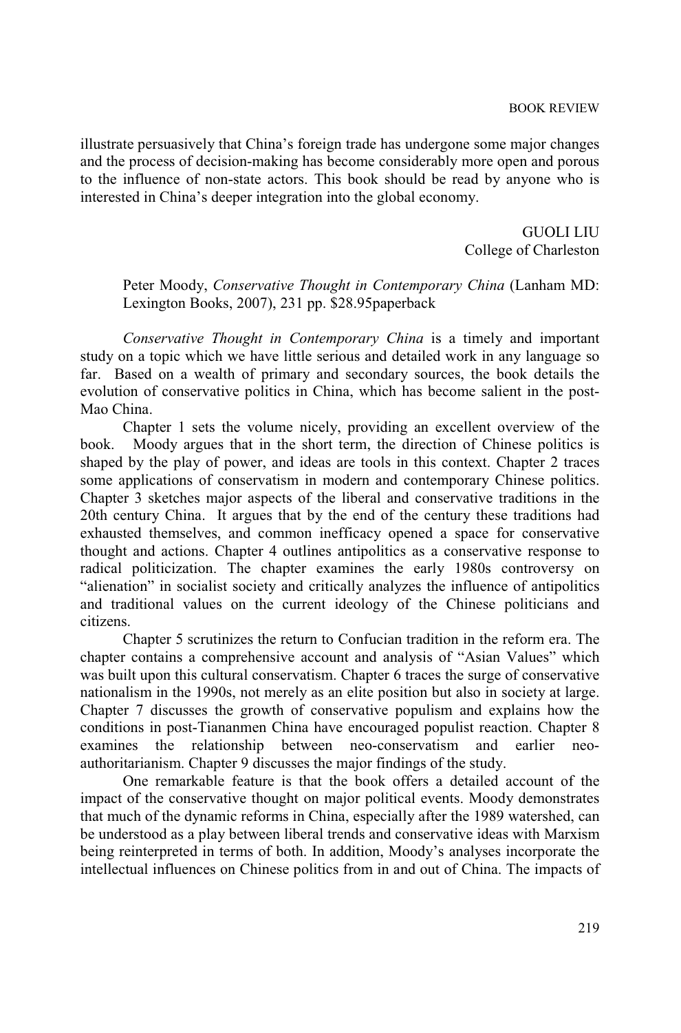illustrate persuasively that China's foreign trade has undergone some major changes and the process of decision-making has become considerably more open and porous to the influence of non-state actors. This book should be read by anyone who is interested in China's deeper integration into the global economy.

GUOLI LIU
College of Charleston

Peter Moody, *Conservative Thought in Contemporary China* (Lanham MD: Lexington Books, 2007), 231 pp. $28.95paperback

*Conservative Thought in Contemporary China* is a timely and important study on a topic which we have little serious and detailed work in any language so far. Based on a wealth of primary and secondary sources, the book details the evolution of conservative politics in China, which has become salient in the post-Mao China.

Chapter 1 sets the volume nicely, providing an excellent overview of the book. Moody argues that in the short term, the direction of Chinese politics is shaped by the play of power, and ideas are tools in this context. Chapter 2 traces some applications of conservatism in modern and contemporary Chinese politics. Chapter 3 sketches major aspects of the liberal and conservative traditions in the 20th century China. It argues that by the end of the century these traditions had exhausted themselves, and common inefficacy opened a space for conservative thought and actions. Chapter 4 outlines antipolitics as a conservative response to radical politicization. The chapter examines the early 1980s controversy on "alienation" in socialist society and critically analyzes the influence of antipolitics and traditional values on the current ideology of the Chinese politicians and citizens.

Chapter 5 scrutinizes the return to Confucian tradition in the reform era. The chapter contains a comprehensive account and analysis of "Asian Values" which was built upon this cultural conservatism. Chapter 6 traces the surge of conservative nationalism in the 1990s, not merely as an elite position but also in society at large. Chapter 7 discusses the growth of conservative populism and explains how the conditions in post-Tiananmen China have encouraged populist reaction. Chapter 8 examines the relationship between neo-conservatism and earlier neo-authoritarianism. Chapter 9 discusses the major findings of the study.

One remarkable feature is that the book offers a detailed account of the impact of the conservative thought on major political events. Moody demonstrates that much of the dynamic reforms in China, especially after the 1989 watershed, can be understood as a play between liberal trends and conservative ideas with Marxism being reinterpreted in terms of both. In addition, Moody's analyses incorporate the intellectual influences on Chinese politics from in and out of China. The impacts of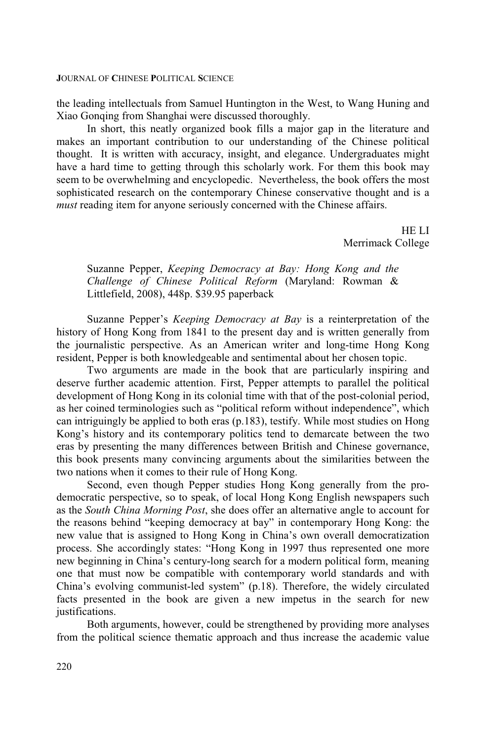the leading intellectuals from Samuel Huntington in the West, to Wang Huning and Xiao Gonqing from Shanghai were discussed thoroughly.

In short, this neatly organized book fills a major gap in the literature and makes an important contribution to our understanding of the Chinese political thought. It is written with accuracy, insight, and elegance. Undergraduates might have a hard time to getting through this scholarly work. For them this book may seem to be overwhelming and encyclopedic. Nevertheless, the book offers the most sophisticated research on the contemporary Chinese conservative thought and is a *must* reading item for anyone seriously concerned with the Chinese affairs.

HE LI
Merrimack College

Suzanne Pepper, *Keeping Democracy at Bay: Hong Kong and the Challenge of Chinese Political Reform* (Maryland: Rowman & Littlefield, 2008), 448p. $39.95 paperback

Suzanne Pepper's *Keeping Democracy at Bay* is a reinterpretation of the history of Hong Kong from 1841 to the present day and is written generally from the journalistic perspective. As an American writer and long-time Hong Kong resident, Pepper is both knowledgeable and sentimental about her chosen topic.

Two arguments are made in the book that are particularly inspiring and deserve further academic attention. First, Pepper attempts to parallel the political development of Hong Kong in its colonial time with that of the post-colonial period, as her coined terminologies such as "political reform without independence", which can intriguingly be applied to both eras (p.183), testify. While most studies on Hong Kong's history and its contemporary politics tend to demarcate between the two eras by presenting the many differences between British and Chinese governance, this book presents many convincing arguments about the similarities between the two nations when it comes to their rule of Hong Kong.

Second, even though Pepper studies Hong Kong generally from the pro-democratic perspective, so to speak, of local Hong Kong English newspapers such as the *South China Morning Post*, she does offer an alternative angle to account for the reasons behind "keeping democracy at bay" in contemporary Hong Kong: the new value that is assigned to Hong Kong in China's own overall democratization process. She accordingly states: "Hong Kong in 1997 thus represented one more new beginning in China's century-long search for a modern political form, meaning one that must now be compatible with contemporary world standards and with China's evolving communist-led system" (p.18). Therefore, the widely circulated facts presented in the book are given a new impetus in the search for new justifications.

Both arguments, however, could be strengthened by providing more analyses from the political science thematic approach and thus increase the academic value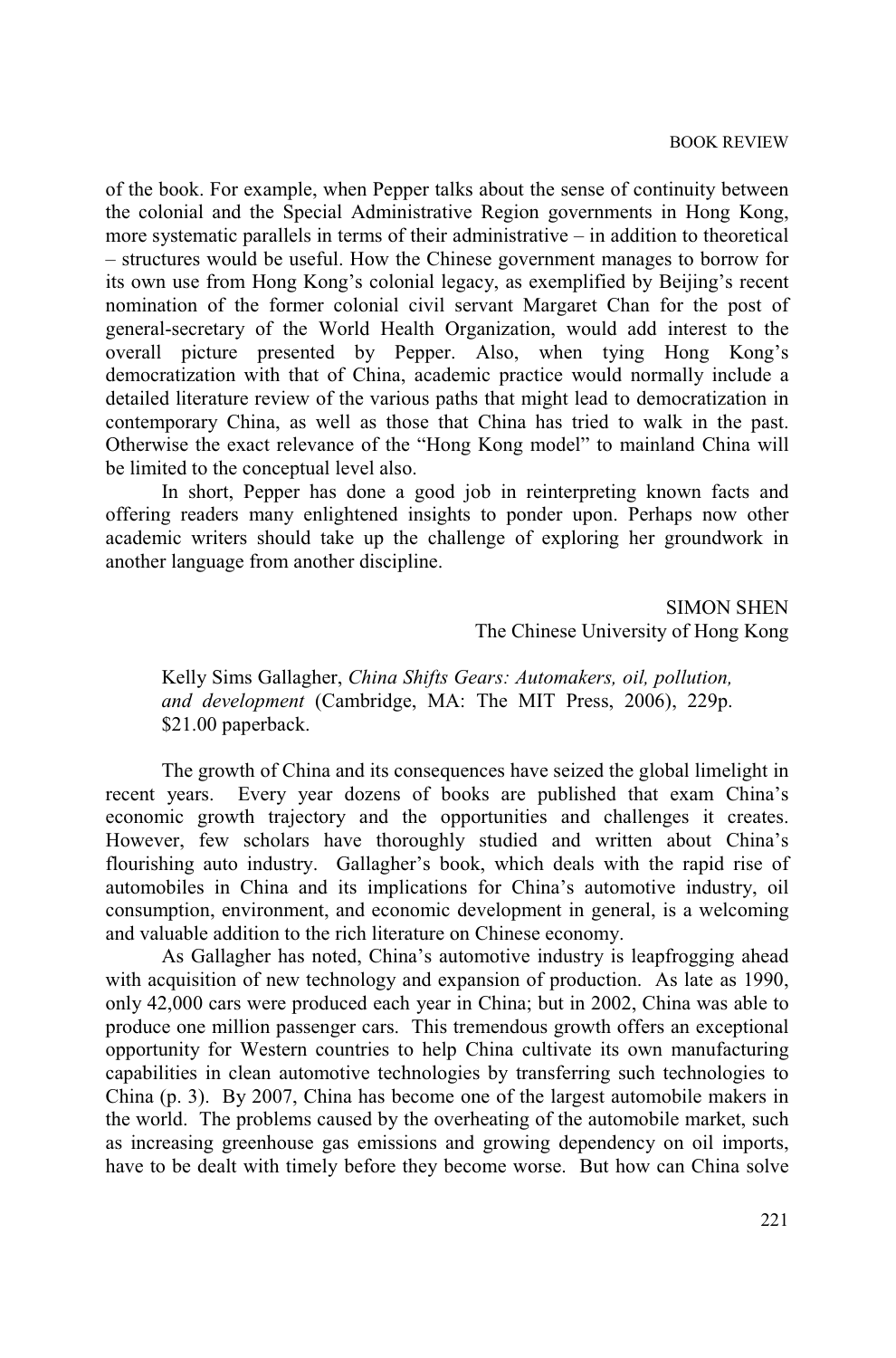of the book. For example, when Pepper talks about the sense of continuity between the colonial and the Special Administrative Region governments in Hong Kong, more systematic parallels in terms of their administrative – in addition to theoretical – structures would be useful. How the Chinese government manages to borrow for its own use from Hong Kong's colonial legacy, as exemplified by Beijing's recent nomination of the former colonial civil servant Margaret Chan for the post of general-secretary of the World Health Organization, would add interest to the overall picture presented by Pepper. Also, when tying Hong Kong's democratization with that of China, academic practice would normally include a detailed literature review of the various paths that might lead to democratization in contemporary China, as well as those that China has tried to walk in the past. Otherwise the exact relevance of the "Hong Kong model" to mainland China will be limited to the conceptual level also.

In short, Pepper has done a good job in reinterpreting known facts and offering readers many enlightened insights to ponder upon. Perhaps now other academic writers should take up the challenge of exploring her groundwork in another language from another discipline.

SIMON SHEN
The Chinese University of Hong Kong

Kelly Sims Gallagher, *China Shifts Gears: Automakers, oil, pollution, and development* (Cambridge, MA: The MIT Press, 2006), 229p. $21.00 paperback.

The growth of China and its consequences have seized the global limelight in recent years. Every year dozens of books are published that exam China's economic growth trajectory and the opportunities and challenges it creates. However, few scholars have thoroughly studied and written about China's flourishing auto industry. Gallagher's book, which deals with the rapid rise of automobiles in China and its implications for China's automotive industry, oil consumption, environment, and economic development in general, is a welcoming and valuable addition to the rich literature on Chinese economy.

As Gallagher has noted, China's automotive industry is leapfrogging ahead with acquisition of new technology and expansion of production. As late as 1990, only 42,000 cars were produced each year in China; but in 2002, China was able to produce one million passenger cars. This tremendous growth offers an exceptional opportunity for Western countries to help China cultivate its own manufacturing capabilities in clean automotive technologies by transferring such technologies to China (p. 3). By 2007, China has become one of the largest automobile makers in the world. The problems caused by the overheating of the automobile market, such as increasing greenhouse gas emissions and growing dependency on oil imports, have to be dealt with timely before they become worse. But how can China solve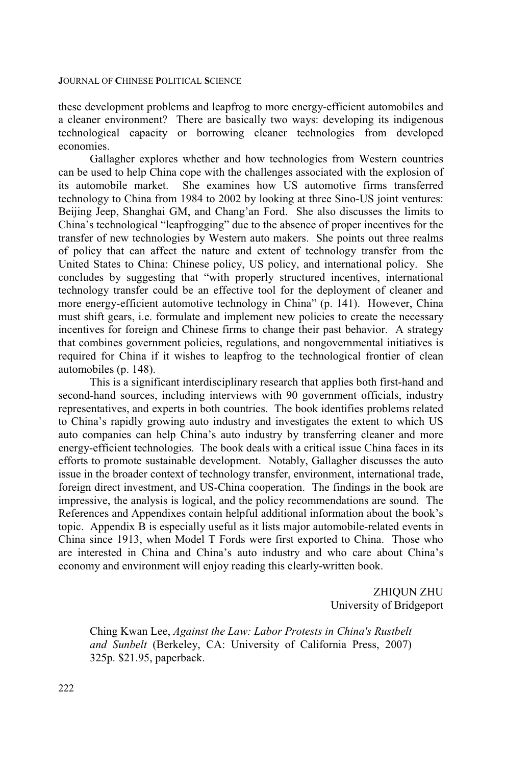these development problems and leapfrog to more energy-efficient automobiles and a cleaner environment? There are basically two ways: developing its indigenous technological capacity or borrowing cleaner technologies from developed economies.

Gallagher explores whether and how technologies from Western countries can be used to help China cope with the challenges associated with the explosion of its automobile market. She examines how US automotive firms transferred technology to China from 1984 to 2002 by looking at three Sino-US joint ventures: Beijing Jeep, Shanghai GM, and Chang'an Ford. She also discusses the limits to China's technological "leapfrogging" due to the absence of proper incentives for the transfer of new technologies by Western auto makers. She points out three realms of policy that can affect the nature and extent of technology transfer from the United States to China: Chinese policy, US policy, and international policy. She concludes by suggesting that "with properly structured incentives, international technology transfer could be an effective tool for the deployment of cleaner and more energy-efficient automotive technology in China" (p. 141). However, China must shift gears, i.e. formulate and implement new policies to create the necessary incentives for foreign and Chinese firms to change their past behavior. A strategy that combines government policies, regulations, and nongovernmental initiatives is required for China if it wishes to leapfrog to the technological frontier of clean automobiles (p. 148).

This is a significant interdisciplinary research that applies both first-hand and second-hand sources, including interviews with 90 government officials, industry representatives, and experts in both countries. The book identifies problems related to China's rapidly growing auto industry and investigates the extent to which US auto companies can help China's auto industry by transferring cleaner and more energy-efficient technologies. The book deals with a critical issue China faces in its efforts to promote sustainable development. Notably, Gallagher discusses the auto issue in the broader context of technology transfer, environment, international trade, foreign direct investment, and US-China cooperation. The findings in the book are impressive, the analysis is logical, and the policy recommendations are sound. The References and Appendixes contain helpful additional information about the book's topic. Appendix B is especially useful as it lists major automobile-related events in China since 1913, when Model T Fords were first exported to China. Those who are interested in China and China's auto industry and who care about China's economy and environment will enjoy reading this clearly-written book.

ZHIQUN ZHU
University of Bridgeport

Ching Kwan Lee, *Against the Law: Labor Protests in China's Rustbelt and Sunbelt* (Berkeley, CA: University of California Press, 2007) 325p. $21.95, paperback.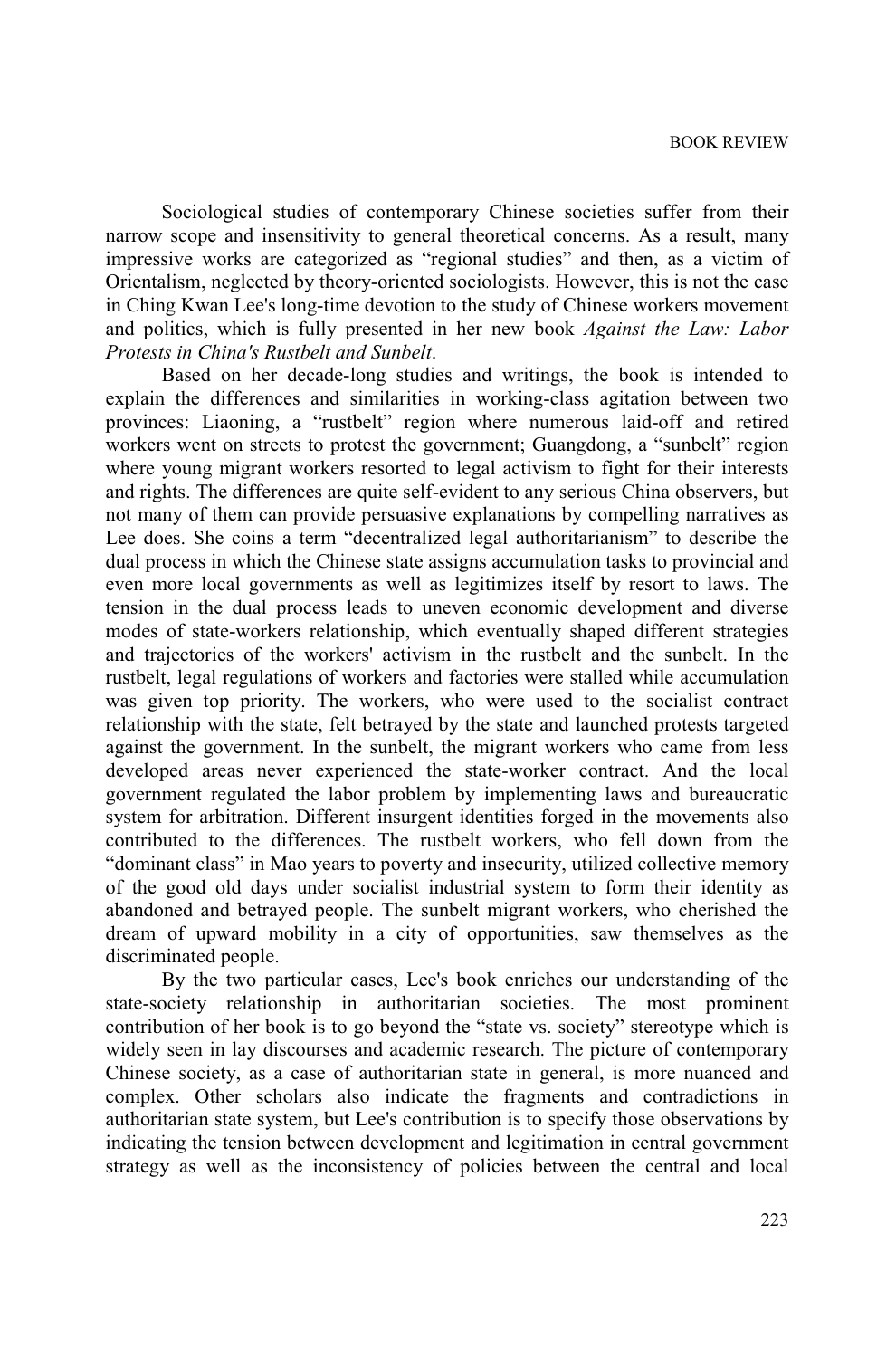Sociological studies of contemporary Chinese societies suffer from their narrow scope and insensitivity to general theoretical concerns. As a result, many impressive works are categorized as "regional studies" and then, as a victim of Orientalism, neglected by theory-oriented sociologists. However, this is not the case in Ching Kwan Lee's long-time devotion to the study of Chinese workers movement and politics, which is fully presented in her new book *Against the Law: Labor Protests in China's Rustbelt and Sunbelt*.

Based on her decade-long studies and writings, the book is intended to explain the differences and similarities in working-class agitation between two provinces: Liaoning, a "rustbelt" region where numerous laid-off and retired workers went on streets to protest the government; Guangdong, a "sunbelt" region where young migrant workers resorted to legal activism to fight for their interests and rights. The differences are quite self-evident to any serious China observers, but not many of them can provide persuasive explanations by compelling narratives as Lee does. She coins a term "decentralized legal authoritarianism" to describe the dual process in which the Chinese state assigns accumulation tasks to provincial and even more local governments as well as legitimizes itself by resort to laws. The tension in the dual process leads to uneven economic development and diverse modes of state-workers relationship, which eventually shaped different strategies and trajectories of the workers' activism in the rustbelt and the sunbelt. In the rustbelt, legal regulations of workers and factories were stalled while accumulation was given top priority. The workers, who were used to the socialist contract relationship with the state, felt betrayed by the state and launched protests targeted against the government. In the sunbelt, the migrant workers who came from less developed areas never experienced the state-worker contract. And the local government regulated the labor problem by implementing laws and bureaucratic system for arbitration. Different insurgent identities forged in the movements also contributed to the differences. The rustbelt workers, who fell down from the "dominant class" in Mao years to poverty and insecurity, utilized collective memory of the good old days under socialist industrial system to form their identity as abandoned and betrayed people. The sunbelt migrant workers, who cherished the dream of upward mobility in a city of opportunities, saw themselves as the discriminated people.

By the two particular cases, Lee's book enriches our understanding of the state-society relationship in authoritarian societies. The most prominent contribution of her book is to go beyond the "state vs. society" stereotype which is widely seen in lay discourses and academic research. The picture of contemporary Chinese society, as a case of authoritarian state in general, is more nuanced and complex. Other scholars also indicate the fragments and contradictions in authoritarian state system, but Lee's contribution is to specify those observations by indicating the tension between development and legitimation in central government strategy as well as the inconsistency of policies between the central and local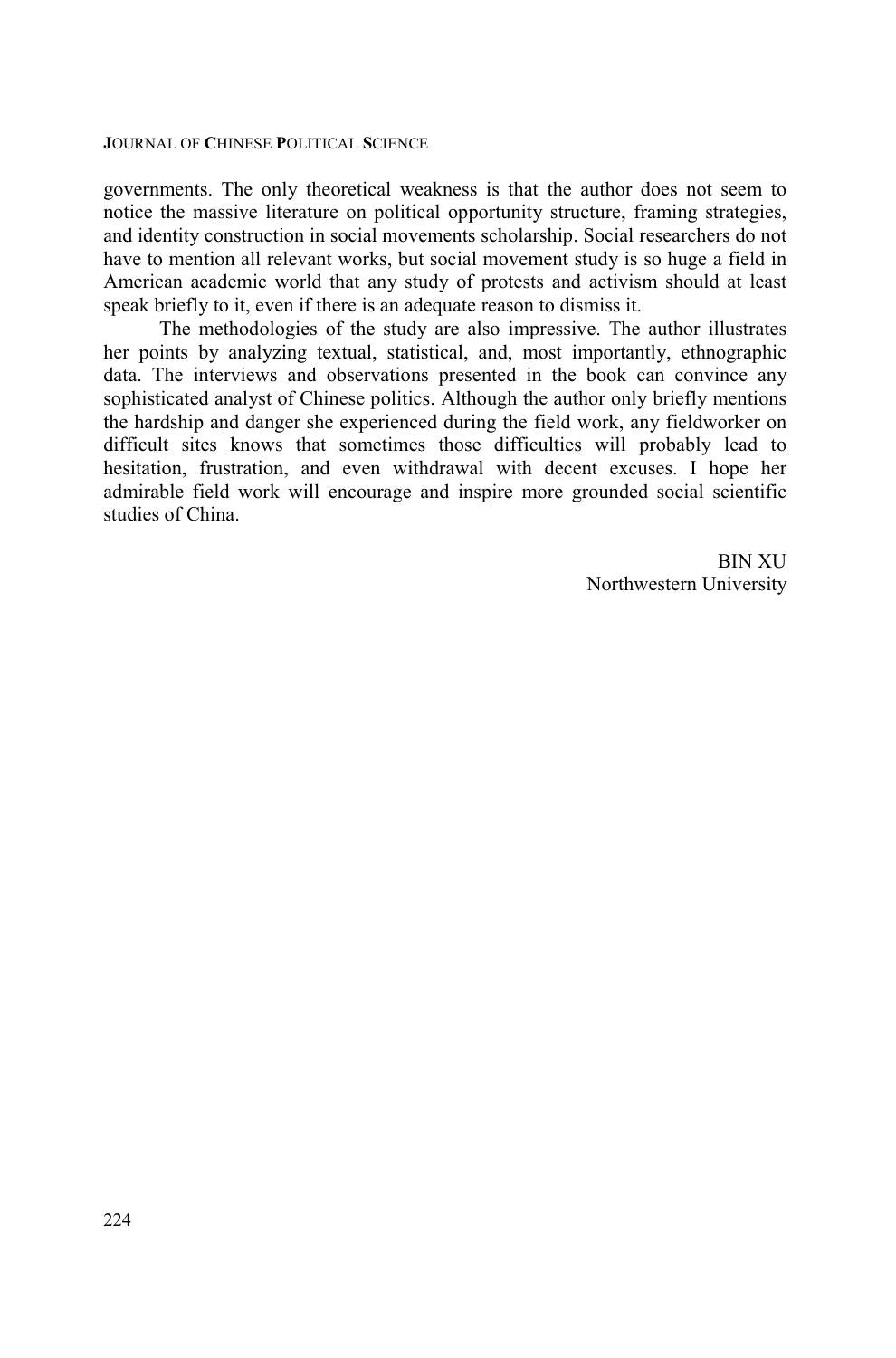governments. The only theoretical weakness is that the author does not seem to notice the massive literature on political opportunity structure, framing strategies, and identity construction in social movements scholarship. Social researchers do not have to mention all relevant works, but social movement study is so huge a field in American academic world that any study of protests and activism should at least speak briefly to it, even if there is an adequate reason to dismiss it.

The methodologies of the study are also impressive. The author illustrates her points by analyzing textual, statistical, and, most importantly, ethnographic data. The interviews and observations presented in the book can convince any sophisticated analyst of Chinese politics. Although the author only briefly mentions the hardship and danger she experienced during the field work, any fieldworker on difficult sites knows that sometimes those difficulties will probably lead to hesitation, frustration, and even withdrawal with decent excuses. I hope her admirable field work will encourage and inspire more grounded social scientific studies of China.

BIN XU
Northwestern University